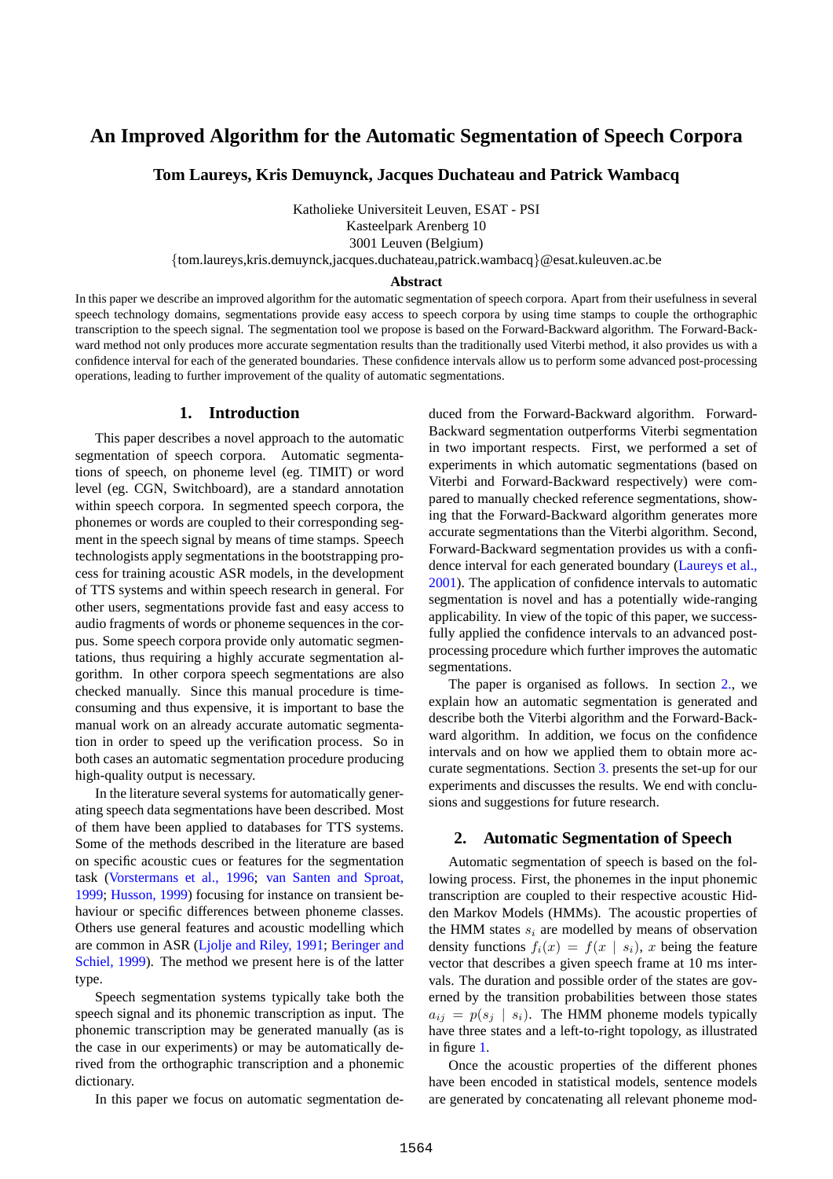# An Improved Algorithm for the Automatic Segmentation of Speech Corpora

**Tom Laureys, Kris Demuynck, Jacques Duchateau and Patrick Wambacq**

Katholieke Universiteit Leuven, ESAT - PSI
Kasteelpark Arenberg 10
3001 Leuven (Belgium)
{tom.laureys,kris.demuynck,jacques.duchateau,patrick.wambacq}@esat.kuleuven.ac.be

**Abstract**

In this paper we describe an improved algorithm for the automatic segmentation of speech corpora. Apart from their usefulness in several speech technology domains, segmentations provide easy access to speech corpora by using time stamps to couple the orthographic transcription to the speech signal. The segmentation tool we propose is based on the Forward-Backward algorithm. The Forward-Backward method not only produces more accurate segmentation results than the traditionally used Viterbi method, it also provides us with a confidence interval for each of the generated boundaries. These confidence intervals allow us to perform some advanced post-processing operations, leading to further improvement of the quality of automatic segmentations.

## 1. Introduction

This paper describes a novel approach to the automatic segmentation of speech corpora. Automatic segmentations of speech, on phoneme level (eg. TIMIT) or word level (eg. CGN, Switchboard), are a standard annotation within speech corpora. In segmented speech corpora, the phonemes or words are coupled to their corresponding segment in the speech signal by means of time stamps. Speech technologists apply segmentations in the bootstrapping process for training acoustic ASR models, in the development of TTS systems and within speech research in general. For other users, segmentations provide fast and easy access to audio fragments of words or phoneme sequences in the corpus. Some speech corpora provide only automatic segmentations, thus requiring a highly accurate segmentation algorithm. In other corpora speech segmentations are also checked manually. Since this manual procedure is time-consuming and thus expensive, it is important to base the manual work on an already accurate automatic segmentation in order to speed up the verification process. So in both cases an automatic segmentation procedure producing high-quality output is necessary.

In the literature several systems for automatically generating speech data segmentations have been described. Most of them have been applied to databases for TTS systems. Some of the methods described in the literature are based on specific acoustic cues or features for the segmentation task (Vorstermans et al., 1996; van Santen and Sproat, 1999; Husson, 1999) focusing for instance on transient behaviour or specific differences between phoneme classes. Others use general features and acoustic modelling which are common in ASR (Ljolje and Riley, 1991; Beringer and Schiel, 1999). The method we present here is of the latter type.

Speech segmentation systems typically take both the speech signal and its phonemic transcription as input. The phonemic transcription may be generated manually (as is the case in our experiments) or may be automatically derived from the orthographic transcription and a phonemic dictionary.

In this paper we focus on automatic segmentation deduced from the Forward-Backward algorithm. Forward-Backward segmentation outperforms Viterbi segmentation in two important respects. First, we performed a set of experiments in which automatic segmentations (based on Viterbi and Forward-Backward respectively) were compared to manually checked reference segmentations, showing that the Forward-Backward algorithm generates more accurate segmentations than the Viterbi algorithm. Second, Forward-Backward segmentation provides us with a confidence interval for each generated boundary (Laureys et al., 2001). The application of confidence intervals to automatic segmentation is novel and has a potentially wide-ranging applicability. In view of the topic of this paper, we successfully applied the confidence intervals to an advanced post-processing procedure which further improves the automatic segmentations.

The paper is organised as follows. In section 2., we explain how an automatic segmentation is generated and describe both the Viterbi algorithm and the Forward-Backward algorithm. In addition, we focus on the confidence intervals and on how we applied them to obtain more accurate segmentations. Section 3. presents the set-up for our experiments and discusses the results. We end with conclusions and suggestions for future research.

## 2. Automatic Segmentation of Speech

Automatic segmentation of speech is based on the following process. First, the phonemes in the input phonemic transcription are coupled to their respective acoustic Hidden Markov Models (HMMs). The acoustic properties of the HMM states $s_i$ are modelled by means of observation density functions $f_i(x) = f(x \mid s_i)$, $x$ being the feature vector that describes a given speech frame at 10 ms intervals. The duration and possible order of the states are governed by the transition probabilities between those states $a_{ij} = p(s_j \mid s_i)$. The HMM phoneme models typically have three states and a left-to-right topology, as illustrated in figure 1.

Once the acoustic properties of the different phones have been encoded in statistical models, sentence models are generated by concatenating all relevant phoneme mod-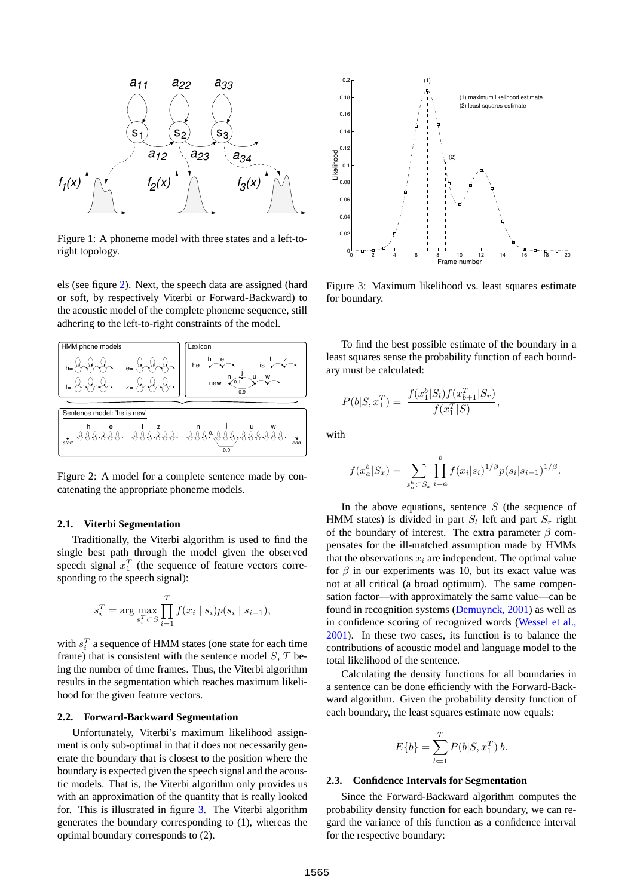Figure 1: A phoneme model with three states and a left-to-right topology.

els (see figure 2). Next, the speech data are assigned (hard or soft, by respectively Viterbi or Forward-Backward) to the acoustic model of the complete phoneme sequence, still adhering to the left-to-right constraints of the model.

Figure 2: A model for a complete sentence made by concatenating the appropriate phoneme models.

### 2.1. Viterbi Segmentation

Traditionally, the Viterbi algorithm is used to find the single best path through the model given the observed speech signal $x_1^T$ (the sequence of feature vectors corresponding to the speech signal):

$$s_i^T = \arg\max_{s_i^T \subset S} \prod_{i=1}^{T} f(x_i \mid s_i) p(s_i \mid s_{i-1}),$$

with $s_i^T$ a sequence of HMM states (one state for each time frame) that is consistent with the sentence model $S$, $T$ being the number of time frames. Thus, the Viterbi algorithm results in the segmentation which reaches maximum likelihood for the given feature vectors.

### 2.2. Forward-Backward Segmentation

Unfortunately, Viterbi's maximum likelihood assignment is only sub-optimal in that it does not necessarily generate the boundary that is closest to the position where the boundary is expected given the speech signal and the acoustic models. That is, the Viterbi algorithm only provides us with an approximation of the quantity that is really looked for. This is illustrated in figure 3. The Viterbi algorithm generates the boundary corresponding to (1), whereas the optimal boundary corresponds to (2).

Figure 3: Maximum likelihood vs. least squares estimate for boundary.

To find the best possible estimate of the boundary in a least squares sense the probability function of each boundary must be calculated:

$$P(b|S, x_1^T) = \frac{f(x_1^b|S_l) f(x_{b+1}^T|S_r)}{f(x_1^T|S)},$$

with

$$f(x_a^b|S_x) = \sum_{s_a^b \subset S_x} \prod_{i=a}^{b} f(x_i|s_i)^{1/\beta} p(s_i|s_{i-1})^{1/\beta}.$$

In the above equations, sentence $S$ (the sequence of HMM states) is divided in part $S_l$ left and part $S_r$ right of the boundary of interest. The extra parameter $\beta$ compensates for the ill-matched assumption made by HMMs that the observations $x_i$ are independent. The optimal value for $\beta$ in our experiments was 10, but its exact value was not at all critical (a broad optimum). The same compensation factor—with approximately the same value—can be found in recognition systems (Demuynck, 2001) as well as in confidence scoring of recognized words (Wessel et al., 2001). In these two cases, its function is to balance the contributions of acoustic model and language model to the total likelihood of the sentence.

Calculating the density functions for all boundaries in a sentence can be done efficiently with the Forward-Backward algorithm. Given the probability density function of each boundary, the least squares estimate now equals:

$$E\{b\} = \sum_{b=1}^{T} P(b|S, x_1^T)\, b.$$

### 2.3. Confidence Intervals for Segmentation

Since the Forward-Backward algorithm computes the probability density function for each boundary, we can regard the variance of this function as a confidence interval for the respective boundary: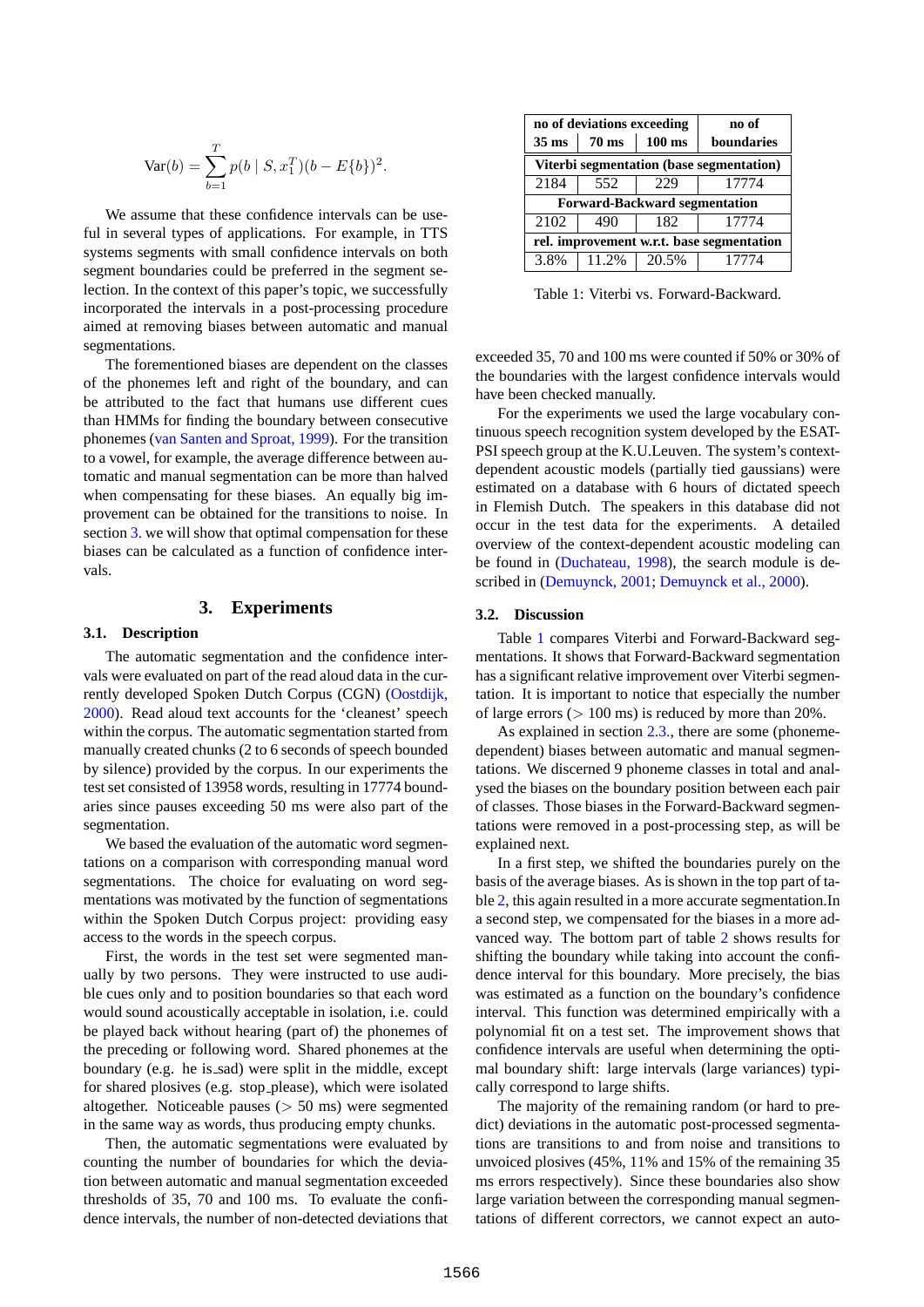$$\text{Var}(b) = \sum_{b=1}^{T} p(b \mid S, x_1^T)(b - E\{b\})^2.$$

We assume that these confidence intervals can be useful in several types of applications. For example, in TTS systems segments with small confidence intervals on both segment boundaries could be preferred in the segment selection. In the context of this paper's topic, we successfully incorporated the intervals in a post-processing procedure aimed at removing biases between automatic and manual segmentations.

The forementioned biases are dependent on the classes of the phonemes left and right of the boundary, and can be attributed to the fact that humans use different cues than HMMs for finding the boundary between consecutive phonemes (van Santen and Sproat, 1999). For the transition to a vowel, for example, the average difference between automatic and manual segmentation can be more than halved when compensating for these biases. An equally big improvement can be obtained for the transitions to noise. In section 3. we will show that optimal compensation for these biases can be calculated as a function of confidence intervals.

## 3. Experiments

### 3.1. Description

The automatic segmentation and the confidence intervals were evaluated on part of the read aloud data in the currently developed Spoken Dutch Corpus (CGN) (Oostdijk, 2000). Read aloud text accounts for the 'cleanest' speech within the corpus. The automatic segmentation started from manually created chunks (2 to 6 seconds of speech bounded by silence) provided by the corpus. In our experiments the test set consisted of 13958 words, resulting in 17774 boundaries since pauses exceeding 50 ms were also part of the segmentation.

We based the evaluation of the automatic word segmentations on a comparison with corresponding manual word segmentations. The choice for evaluating on word segmentations was motivated by the function of segmentations within the Spoken Dutch Corpus project: providing easy access to the words in the speech corpus.

First, the words in the test set were segmented manually by two persons. They were instructed to use audible cues only and to position boundaries so that each word would sound acoustically acceptable in isolation, i.e. could be played back without hearing (part of) the phonemes of the preceding or following word. Shared phonemes at the boundary (e.g. he is_sad) were split in the middle, except for shared plosives (e.g. stop_please), which were isolated altogether. Noticeable pauses (> 50 ms) were segmented in the same way as words, thus producing empty chunks.

Then, the automatic segmentations were evaluated by counting the number of boundaries for which the deviation between automatic and manual segmentation exceeded thresholds of 35, 70 and 100 ms. To evaluate the confidence intervals, the number of non-detected deviations that exceeded 35, 70 and 100 ms were counted if 50% or 30% of the boundaries with the largest confidence intervals would have been checked manually.

For the experiments we used the large vocabulary continuous speech recognition system developed by the ESAT-PSI speech group at the K.U.Leuven. The system's context-dependent acoustic models (partially tied gaussians) were estimated on a database with 6 hours of dictated speech in Flemish Dutch. The speakers in this database did not occur in the test data for the experiments. A detailed overview of the context-dependent acoustic modeling can be found in (Duchateau, 1998), the search module is described in (Demuynck, 2001; Demuynck et al., 2000).

| no of deviations exceeding | | | no of |
|---|---|---|---|
| 35 ms | 70 ms | 100 ms | boundaries |
| **Viterbi segmentation (base segmentation)** | | | |
| 2184 | 552 | 229 | 17774 |
| **Forward-Backward segmentation** | | | |
| 2102 | 490 | 182 | 17774 |
| **rel. improvement w.r.t. base segmentation** | | | |
| 3.8% | 11.2% | 20.5% | 17774 |

Table 1: Viterbi vs. Forward-Backward.

### 3.2. Discussion

Table 1 compares Viterbi and Forward-Backward segmentations. It shows that Forward-Backward segmentation has a significant relative improvement over Viterbi segmentation. It is important to notice that especially the number of large errors (> 100 ms) is reduced by more than 20%.

As explained in section 2.3., there are some (phoneme-dependent) biases between automatic and manual segmentations. We discerned 9 phoneme classes in total and analysed the biases on the boundary position between each pair of classes. Those biases in the Forward-Backward segmentations were removed in a post-processing step, as will be explained next.

In a first step, we shifted the boundaries purely on the basis of the average biases. As is shown in the top part of table 2, this again resulted in a more accurate segmentation.In a second step, we compensated for the biases in a more advanced way. The bottom part of table 2 shows results for shifting the boundary while taking into account the confidence interval for this boundary. More precisely, the bias was estimated as a function on the boundary's confidence interval. This function was determined empirically with a polynomial fit on a test set. The improvement shows that confidence intervals are useful when determining the optimal boundary shift: large intervals (large variances) typically correspond to large shifts.

The majority of the remaining random (or hard to predict) deviations in the automatic post-processed segmentations are transitions to and from noise and transitions to unvoiced plosives (45%, 11% and 15% of the remaining 35 ms errors respectively). Since these boundaries also show large variation between the corresponding manual segmentations of different correctors, we cannot expect an auto-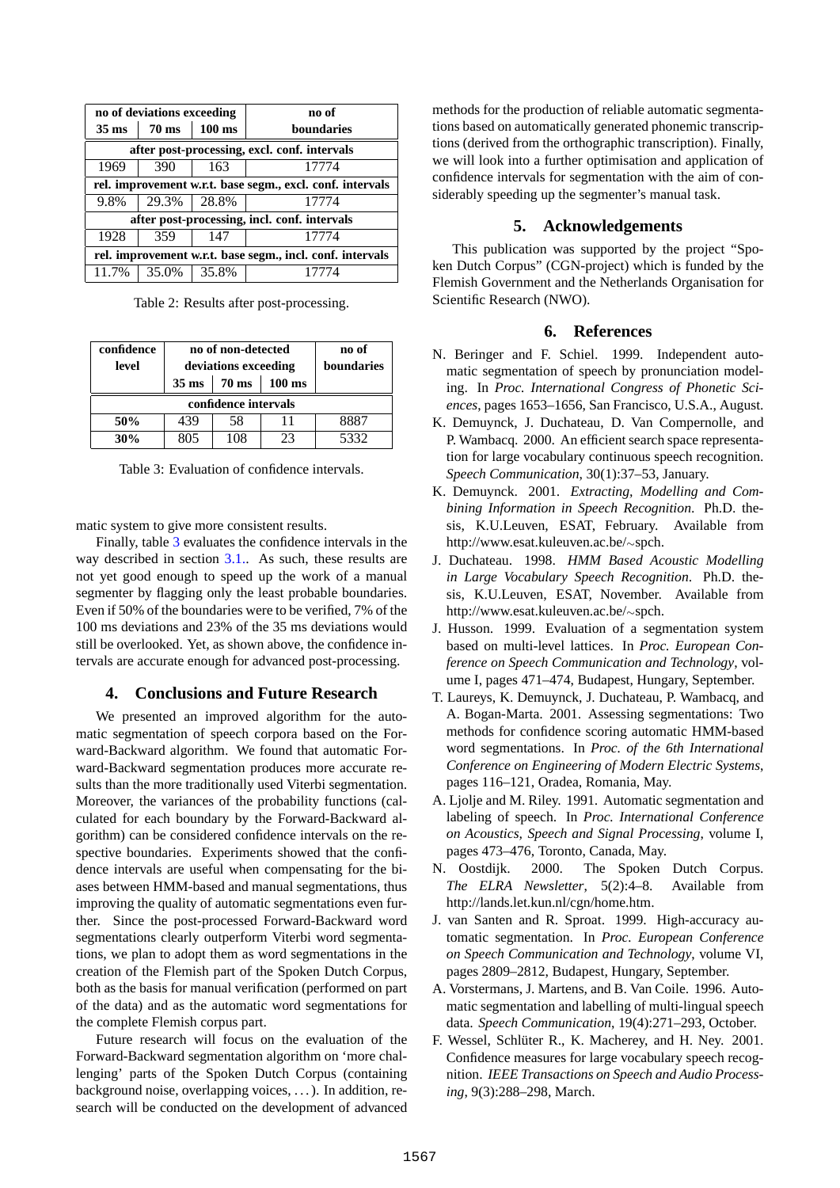| no of deviations exceeding | | | no of |
|---|---|---|---|
| 35 ms | 70 ms | 100 ms | boundaries |
| after post-processing, excl. conf. intervals | | | |
| 1969 | 390 | 163 | 17774 |
| rel. improvement w.r.t. base segm., excl. conf. intervals | | | |
| 9.8% | 29.3% | 28.8% | 17774 |
| after post-processing, incl. conf. intervals | | | |
| 1928 | 359 | 147 | 17774 |
| rel. improvement w.r.t. base segm., incl. conf. intervals | | | |
| 11.7% | 35.0% | 35.8% | 17774 |

Table 2: Results after post-processing.

| confidence level | no of non-detected deviations exceeding | | | no of boundaries |
|---|---|---|---|---|
| | 35 ms | 70 ms | 100 ms | |
| confidence intervals | | | | |
| 50% | 439 | 58 | 11 | 8887 |
| 30% | 805 | 108 | 23 | 5332 |

Table 3: Evaluation of confidence intervals.

matic system to give more consistent results.

Finally, table 3 evaluates the confidence intervals in the way described in section 3.1.. As such, these results are not yet good enough to speed up the work of a manual segmenter by flagging only the least probable boundaries. Even if 50% of the boundaries were to be verified, 7% of the 100 ms deviations and 23% of the 35 ms deviations would still be overlooked. Yet, as shown above, the confidence intervals are accurate enough for advanced post-processing.

# 4. Conclusions and Future Research

We presented an improved algorithm for the automatic segmentation of speech corpora based on the Forward-Backward algorithm. We found that automatic Forward-Backward segmentation produces more accurate results than the more traditionally used Viterbi segmentation. Moreover, the variances of the probability functions (calculated for each boundary by the Forward-Backward algorithm) can be considered confidence intervals on the respective boundaries. Experiments showed that the confidence intervals are useful when compensating for the biases between HMM-based and manual segmentations, thus improving the quality of automatic segmentations even further. Since the post-processed Forward-Backward word segmentations clearly outperform Viterbi word segmentations, we plan to adopt them as word segmentations in the creation of the Flemish part of the Spoken Dutch Corpus, both as the basis for manual verification (performed on part of the data) and as the automatic word segmentations for the complete Flemish corpus part.

Future research will focus on the evaluation of the Forward-Backward segmentation algorithm on 'more challenging' parts of the Spoken Dutch Corpus (containing background noise, overlapping voices, ...). In addition, research will be conducted on the development of advanced methods for the production of reliable automatic segmentations based on automatically generated phonemic transcriptions (derived from the orthographic transcription). Finally, we will look into a further optimisation and application of confidence intervals for segmentation with the aim of considerably speeding up the segmenter's manual task.

# 5. Acknowledgements

This publication was supported by the project "Spoken Dutch Corpus" (CGN-project) which is funded by the Flemish Government and the Netherlands Organisation for Scientific Research (NWO).

# 6. References

N. Beringer and F. Schiel. 1999. Independent automatic segmentation of speech by pronunciation modeling. In *Proc. International Congress of Phonetic Sciences*, pages 1653–1656, San Francisco, U.S.A., August.

K. Demuynck, J. Duchateau, D. Van Compernolle, and P. Wambacq. 2000. An efficient search space representation for large vocabulary continuous speech recognition. *Speech Communication*, 30(1):37–53, January.

K. Demuynck. 2001. *Extracting, Modelling and Combining Information in Speech Recognition*. Ph.D. thesis, K.U.Leuven, ESAT, February. Available from http://www.esat.kuleuven.ac.be/∼spch.

J. Duchateau. 1998. *HMM Based Acoustic Modelling in Large Vocabulary Speech Recognition*. Ph.D. thesis, K.U.Leuven, ESAT, November. Available from http://www.esat.kuleuven.ac.be/∼spch.

J. Husson. 1999. Evaluation of a segmentation system based on multi-level lattices. In *Proc. European Conference on Speech Communication and Technology*, volume I, pages 471–474, Budapest, Hungary, September.

T. Laureys, K. Demuynck, J. Duchateau, P. Wambacq, and A. Bogan-Marta. 2001. Assessing segmentations: Two methods for confidence scoring automatic HMM-based word segmentations. In *Proc. of the 6th International Conference on Engineering of Modern Electric Systems*, pages 116–121, Oradea, Romania, May.

A. Ljolje and M. Riley. 1991. Automatic segmentation and labeling of speech. In *Proc. International Conference on Acoustics, Speech and Signal Processing*, volume I, pages 473–476, Toronto, Canada, May.

N. Oostdijk. 2000. The Spoken Dutch Corpus. *The ELRA Newsletter*, 5(2):4–8. Available from http://lands.let.kun.nl/cgn/home.htm.

J. van Santen and R. Sproat. 1999. High-accuracy automatic segmentation. In *Proc. European Conference on Speech Communication and Technology*, volume VI, pages 2809–2812, Budapest, Hungary, September.

A. Vorstermans, J. Martens, and B. Van Coile. 1996. Automatic segmentation and labelling of multi-lingual speech data. *Speech Communication*, 19(4):271–293, October.

F. Wessel, Schlüter R., K. Macherey, and H. Ney. 2001. Confidence measures for large vocabulary speech recognition. *IEEE Transactions on Speech and Audio Processing*, 9(3):288–298, March.